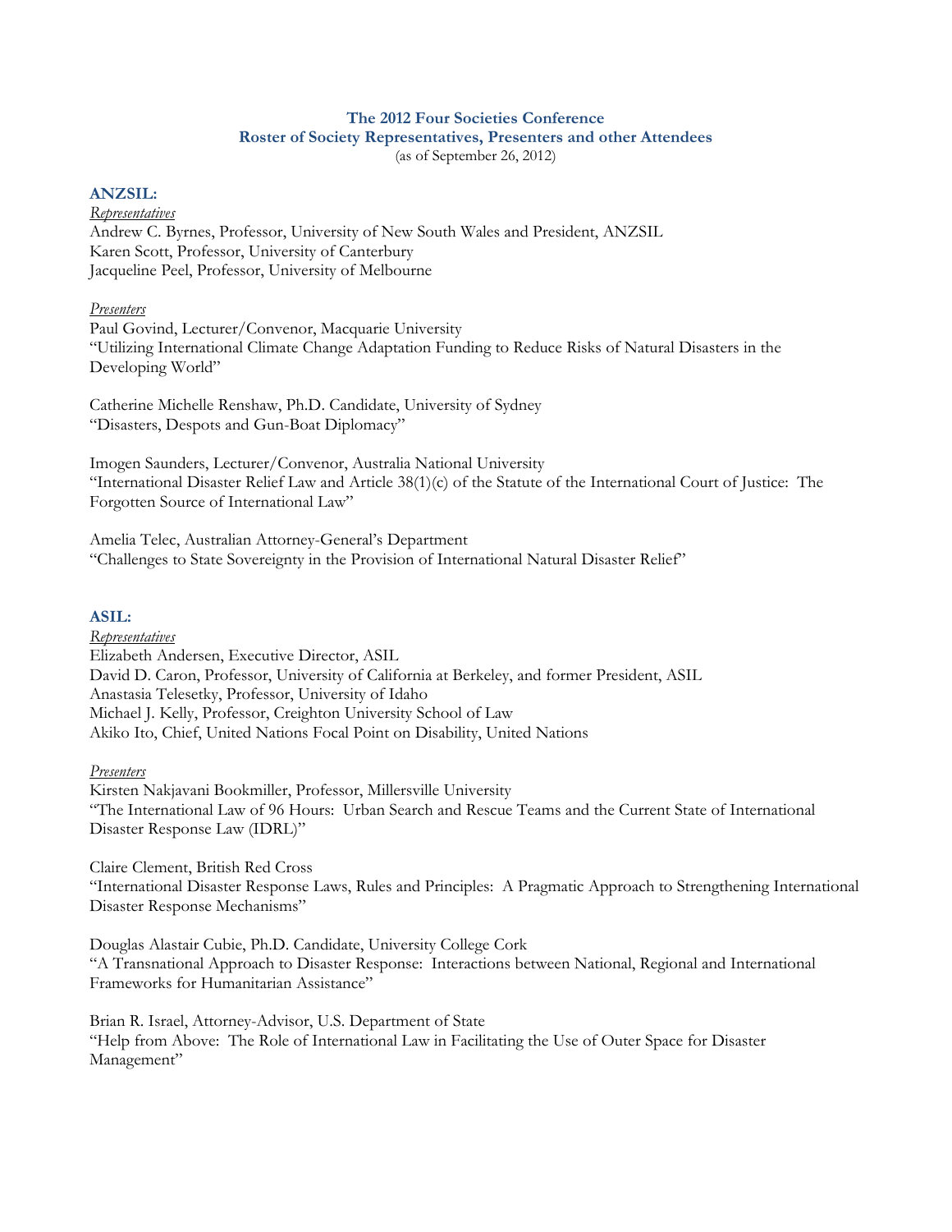**The 2012 Four Societies Conference**
**Roster of Society Representatives, Presenters and other Attendees**
(as of September 26, 2012)

## ANZSIL:

*Representatives*

Andrew C. Byrnes, Professor, University of New South Wales and President, ANZSIL
Karen Scott, Professor, University of Canterbury
Jacqueline Peel, Professor, University of Melbourne

*Presenters*

Paul Govind, Lecturer/Convenor, Macquarie University
"Utilizing International Climate Change Adaptation Funding to Reduce Risks of Natural Disasters in the Developing World"

Catherine Michelle Renshaw, Ph.D. Candidate, University of Sydney
"Disasters, Despots and Gun-Boat Diplomacy"

Imogen Saunders, Lecturer/Convenor, Australia National University
"International Disaster Relief Law and Article 38(1)(c) of the Statute of the International Court of Justice: The Forgotten Source of International Law"

Amelia Telec, Australian Attorney-General's Department
"Challenges to State Sovereignty in the Provision of International Natural Disaster Relief"

## ASIL:

*Representatives*

Elizabeth Andersen, Executive Director, ASIL
David D. Caron, Professor, University of California at Berkeley, and former President, ASIL
Anastasia Telesetky, Professor, University of Idaho
Michael J. Kelly, Professor, Creighton University School of Law
Akiko Ito, Chief, United Nations Focal Point on Disability, United Nations

*Presenters*

Kirsten Nakjavani Bookmiller, Professor, Millersville University
"The International Law of 96 Hours: Urban Search and Rescue Teams and the Current State of International Disaster Response Law (IDRL)"

Claire Clement, British Red Cross
"International Disaster Response Laws, Rules and Principles: A Pragmatic Approach to Strengthening International Disaster Response Mechanisms"

Douglas Alastair Cubie, Ph.D. Candidate, University College Cork
"A Transnational Approach to Disaster Response: Interactions between National, Regional and International Frameworks for Humanitarian Assistance"

Brian R. Israel, Attorney-Advisor, U.S. Department of State
"Help from Above: The Role of International Law in Facilitating the Use of Outer Space for Disaster Management"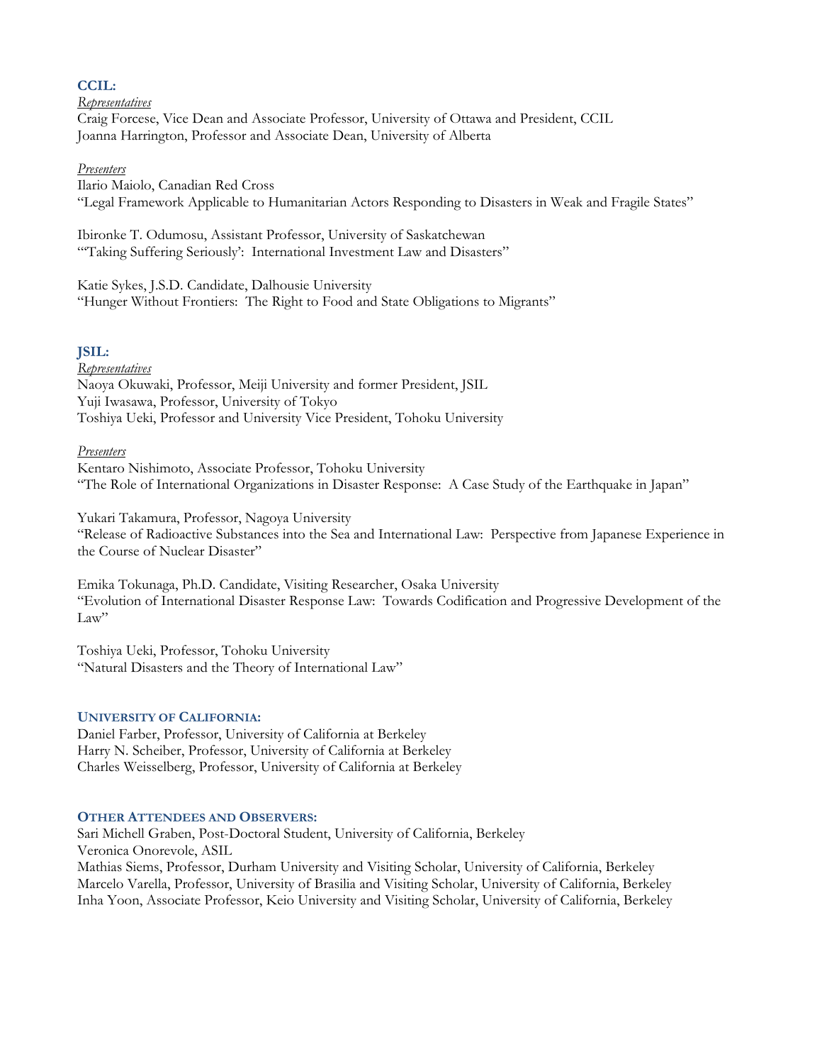**CCIL:**

*Representatives*

Craig Forcese, Vice Dean and Associate Professor, University of Ottawa and President, CCIL
Joanna Harrington, Professor and Associate Dean, University of Alberta

*Presenters*

Ilario Maiolo, Canadian Red Cross
"Legal Framework Applicable to Humanitarian Actors Responding to Disasters in Weak and Fragile States"

Ibironke T. Odumosu, Assistant Professor, University of Saskatchewan
"'Taking Suffering Seriously': International Investment Law and Disasters"

Katie Sykes, J.S.D. Candidate, Dalhousie University
"Hunger Without Frontiers: The Right to Food and State Obligations to Migrants"

**JSIL:**

*Representatives*

Naoya Okuwaki, Professor, Meiji University and former President, JSIL
Yuji Iwasawa, Professor, University of Tokyo
Toshiya Ueki, Professor and University Vice President, Tohoku University

*Presenters*

Kentaro Nishimoto, Associate Professor, Tohoku University
"The Role of International Organizations in Disaster Response: A Case Study of the Earthquake in Japan"

Yukari Takamura, Professor, Nagoya University
"Release of Radioactive Substances into the Sea and International Law: Perspective from Japanese Experience in the Course of Nuclear Disaster"

Emika Tokunaga, Ph.D. Candidate, Visiting Researcher, Osaka University
"Evolution of International Disaster Response Law: Towards Codification and Progressive Development of the Law"

Toshiya Ueki, Professor, Tohoku University
"Natural Disasters and the Theory of International Law"

**UNIVERSITY OF CALIFORNIA:**

Daniel Farber, Professor, University of California at Berkeley
Harry N. Scheiber, Professor, University of California at Berkeley
Charles Weisselberg, Professor, University of California at Berkeley

**OTHER ATTENDEES AND OBSERVERS:**

Sari Michell Graben, Post-Doctoral Student, University of California, Berkeley
Veronica Onorevole, ASIL
Mathias Siems, Professor, Durham University and Visiting Scholar, University of California, Berkeley
Marcelo Varella, Professor, University of Brasilia and Visiting Scholar, University of California, Berkeley
Inha Yoon, Associate Professor, Keio University and Visiting Scholar, University of California, Berkeley